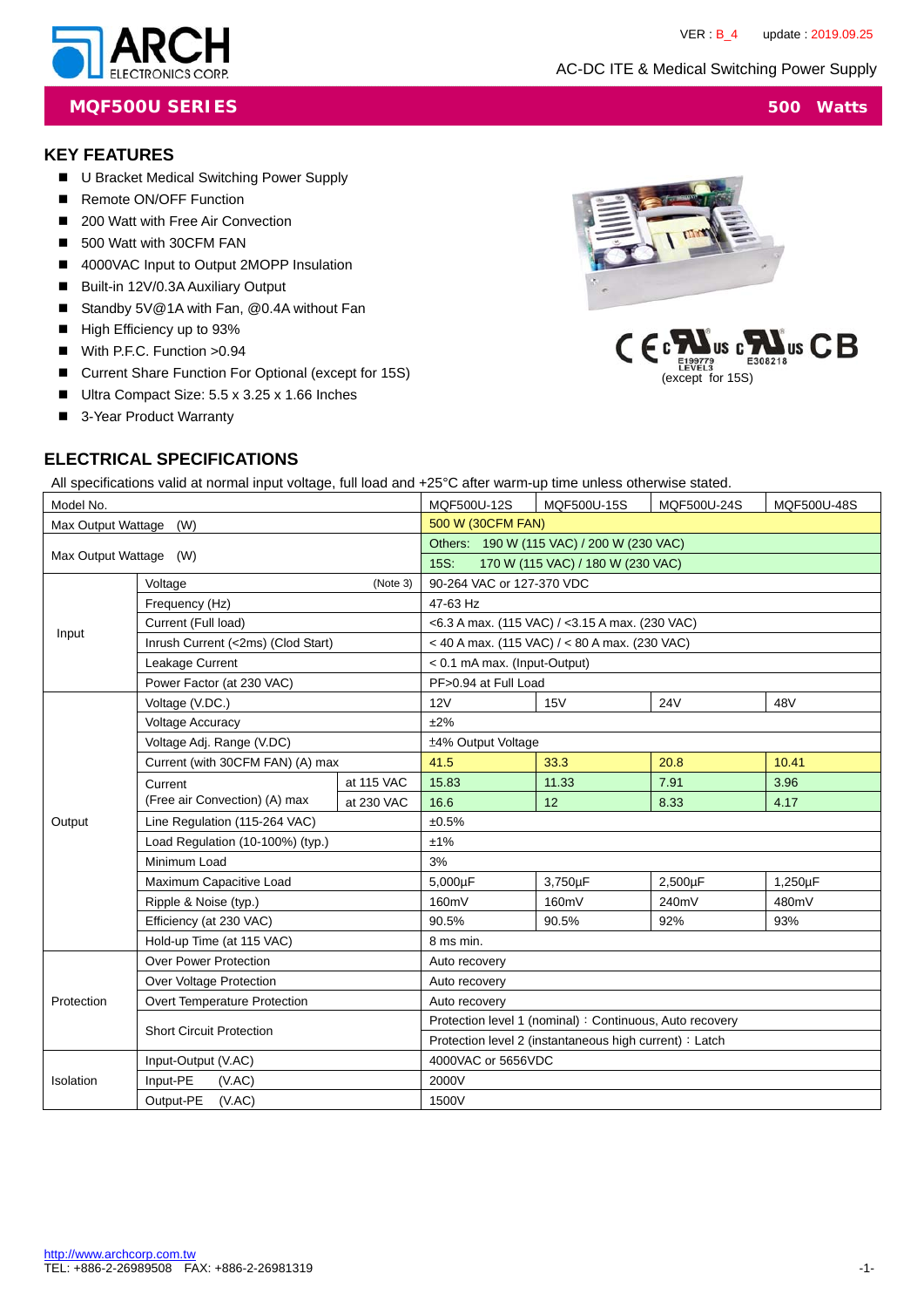VER : B_4 update : 2019.09.25

AC-DC ITE & Medical Switching Power Supply

# MQF500U SERIES — 500 Watts

## KEY FEATURES

- U Bracket Medical Switching Power Supply
- Remote ON/OFF Function
- 200 Watt with Free Air Convection
- 500 Watt with 30CFM FAN
- 4000VAC Input to Output 2MOPP Insulation
- Built-in 12V/0.3A Auxiliary Output
- Standby 5V@1A with Fan, @0.4A without Fan
- High Efficiency up to 93%
- With P.F.C. Function >0.94
- Current Share Function For Optional (except for 15S)
- Ultra Compact Size: 5.5 x 3.25 x 1.66 Inches
- 3-Year Product Warranty

E199779 LEVEL3 E308218 (except for 15S)

## ELECTRICAL SPECIFICATIONS

All specifications valid at normal input voltage, full load and +25°C after warm-up time unless otherwise stated.

| Model No. | | | MQF500U-12S | MQF500U-15S | MQF500U-24S | MQF500U-48S |
|---|---|---|---|---|---|---|
| Max Output Wattage (W) | | | 500 W (30CFM FAN) | | | |
| Max Output Wattage (W) | | | Others: 190 W (115 VAC) / 200 W (230 VAC) | | | |
| | | | 15S: 170 W (115 VAC) / 180 W (230 VAC) | | | |
| Input | Voltage (Note 3) | | 90-264 VAC or 127-370 VDC | | | |
| | Frequency (Hz) | | 47-63 Hz | | | |
| | Current (Full load) | | <6.3 A max. (115 VAC) / <3.15 A max. (230 VAC) | | | |
| | Inrush Current (<2ms) (Clod Start) | | < 40 A max. (115 VAC) / < 80 A max. (230 VAC) | | | |
| | Leakage Current | | < 0.1 mA max. (Input-Output) | | | |
| | Power Factor (at 230 VAC) | | PF>0.94 at Full Load | | | |
| Output | Voltage (V.DC.) | | 12V | 15V | 24V | 48V |
| | Voltage Accuracy | | ±2% | | | |
| | Voltage Adj. Range (V.DC) | | ±4% Output Voltage | | | |
| | Current (with 30CFM FAN) (A) max | | 41.5 | 33.3 | 20.8 | 10.41 |
| | Current (Free air Convection) (A) max | at 115 VAC | 15.83 | 11.33 | 7.91 | 3.96 |
| | | at 230 VAC | 16.6 | 12 | 8.33 | 4.17 |
| | Line Regulation (115-264 VAC) | | ±0.5% | | | |
| | Load Regulation (10-100%) (typ.) | | ±1% | | | |
| | Minimum Load | | 3% | | | |
| | Maximum Capacitive Load | | 5,000µF | 3,750µF | 2,500µF | 1,250µF |
| | Ripple & Noise (typ.) | | 160mV | 160mV | 240mV | 480mV |
| | Efficiency (at 230 VAC) | | 90.5% | 90.5% | 92% | 93% |
| | Hold-up Time (at 115 VAC) | | 8 ms min. | | | |
| Protection | Over Power Protection | | Auto recovery | | | |
| | Over Voltage Protection | | Auto recovery | | | |
| | Overt Temperature Protection | | Auto recovery | | | |
| | Short Circuit Protection | | Protection level 1 (nominal)：Continuous, Auto recovery | | | |
| | | | Protection level 2 (instantaneous high current)：Latch | | | |
| Isolation | Input-Output (V.AC) | | 4000VAC or 5656VDC | | | |
| | Input-PE (V.AC) | | 2000V | | | |
| | Output-PE (V.AC) | | 1500V | | | |

http://www.archcorp.com.tw
TEL: +886-2-26989508 FAX: +886-2-26981319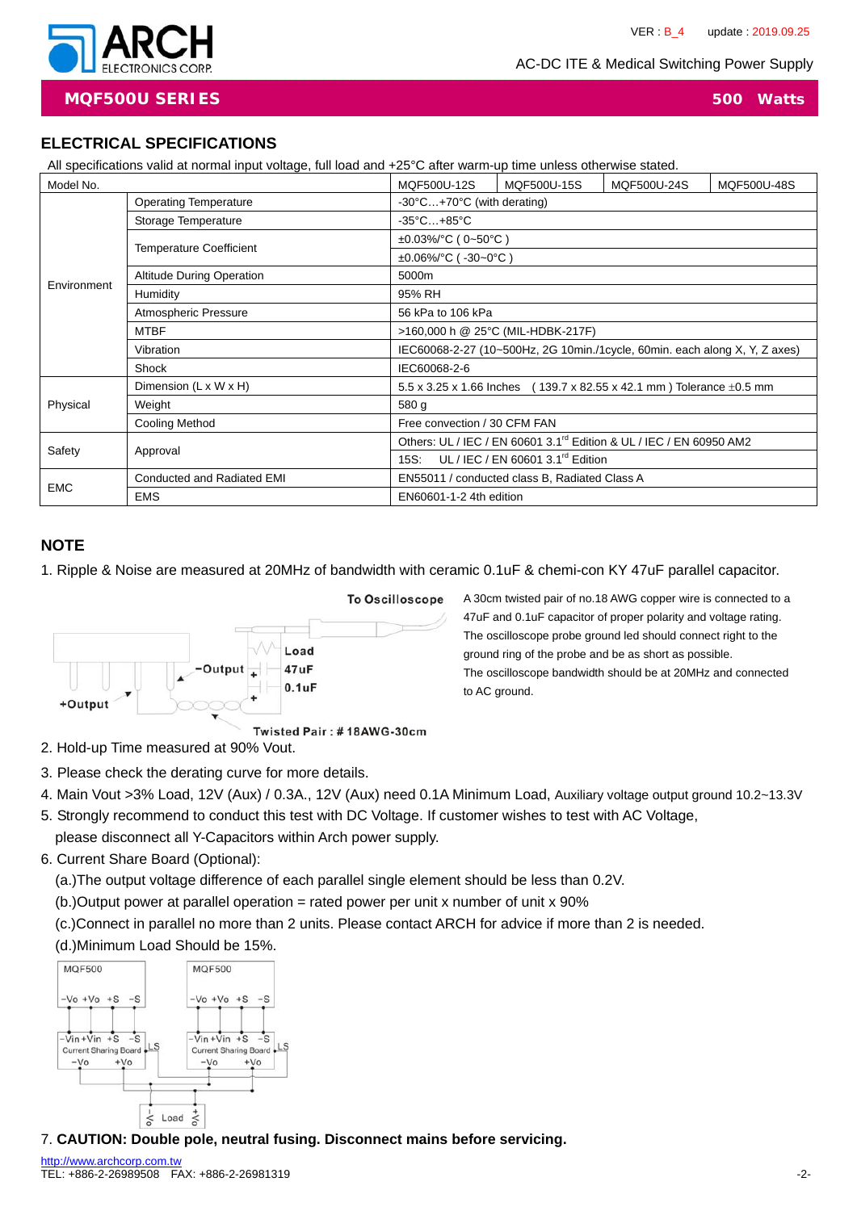## MQF500U SERIES — 500 Watts

AC-DC ITE & Medical Switching Power Supply

### ELECTRICAL SPECIFICATIONS

All specifications valid at normal input voltage, full load and +25°C after warm-up time unless otherwise stated.

| Model No. | | MQF500U-12S | MQF500U-15S | MQF500U-24S | MQF500U-48S |
|---|---|---|---|---|---|
| Environment | Operating Temperature | -30°C…+70°C (with derating) | | | |
| | Storage Temperature | -35°C…+85°C | | | |
| | Temperature Coefficient | ±0.03%/°C ( 0~50°C ) | | | |
| | | ±0.06%/°C ( -30~0°C ) | | | |
| | Altitude During Operation | 5000m | | | |
| | Humidity | 95% RH | | | |
| | Atmospheric Pressure | 56 kPa to 106 kPa | | | |
| | MTBF | >160,000 h @ 25°C (MIL-HDBK-217F) | | | |
| | Vibration | IEC60068-2-27 (10~500Hz, 2G 10min./1cycle, 60min. each along X, Y, Z axes) | | | |
| | Shock | IEC60068-2-6 | | | |
| Physical | Dimension (L x W x H) | 5.5 x 3.25 x 1.66 Inches ( 139.7 x 82.55 x 42.1 mm ) Tolerance ±0.5 mm | | | |
| | Weight | 580 g | | | |
| | Cooling Method | Free convection / 30 CFM FAN | | | |
| Safety | Approval | Others: UL / IEC / EN 60601 3.1rd Edition & UL / IEC / EN 60950 AM2 | | | |
| | | 15S: UL / IEC / EN 60601 3.1rd Edition | | | |
| EMC | Conducted and Radiated EMI | EN55011 / conducted class B, Radiated Class A | | | |
| | EMS | EN60601-1-2 4th edition | | | |

### NOTE

1. Ripple & Noise are measured at 20MHz of bandwidth with ceramic 0.1uF & chemi-con KY 47uF parallel capacitor.

To Oscilloscope — +Output, −Output, Load, 47uF, 0.1uF, Twisted Pair : # 18AWG-30cm

A 30cm twisted pair of no.18 AWG copper wire is connected to a 47uF and 0.1uF capacitor of proper polarity and voltage rating. The oscilloscope probe ground led should connect right to the ground ring of the probe and be as short as possible. The oscilloscope bandwidth should be at 20MHz and connected to AC ground.

2. Hold-up Time measured at 90% Vout.
3. Please check the derating curve for more details.
4. Main Vout >3% Load, 12V (Aux) / 0.3A., 12V (Aux) need 0.1A Minimum Load, Auxiliary voltage output ground 10.2~13.3V
5. Strongly recommend to conduct this test with DC Voltage. If customer wishes to test with AC Voltage, please disconnect all Y-Capacitors within Arch power supply.
6. Current Share Board (Optional):
   (a.)The output voltage difference of each parallel single element should be less than 0.2V.
   (b.)Output power at parallel operation = rated power per unit x number of unit x 90%
   (c.)Connect in parallel no more than 2 units. Please contact ARCH for advice if more than 2 is needed.
   (d.)Minimum Load Should be 15%.

MQF500 (−Vo +Vo +S −S) — Current Sharing Board (−Vin +Vin +S −S, LS, −Vo +Vo); MQF500 (−Vo +Vo +S −S) — Current Sharing Board (−Vin +Vin +S −S, LS, −Vo +Vo); Load (−Vo, +Vo)

7. **CAUTION: Double pole, neutral fusing. Disconnect mains before servicing.**

http://www.archcorp.com.tw
TEL: +886-2-26989508 FAX: +886-2-26981319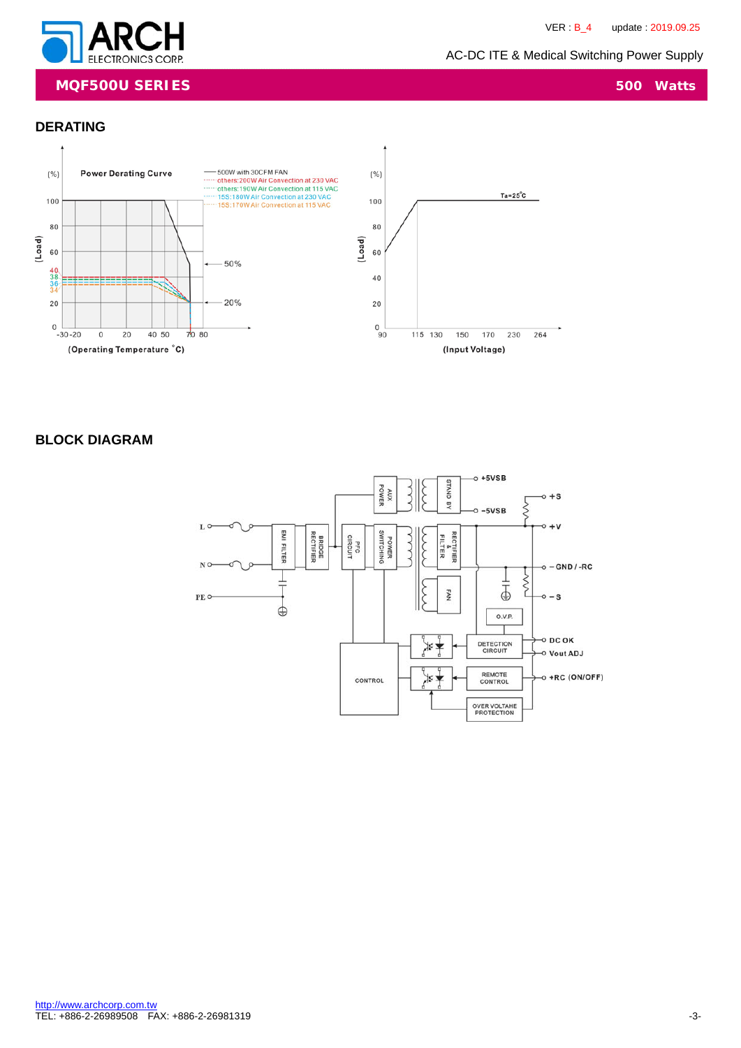## DERATING

## BLOCK DIAGRAM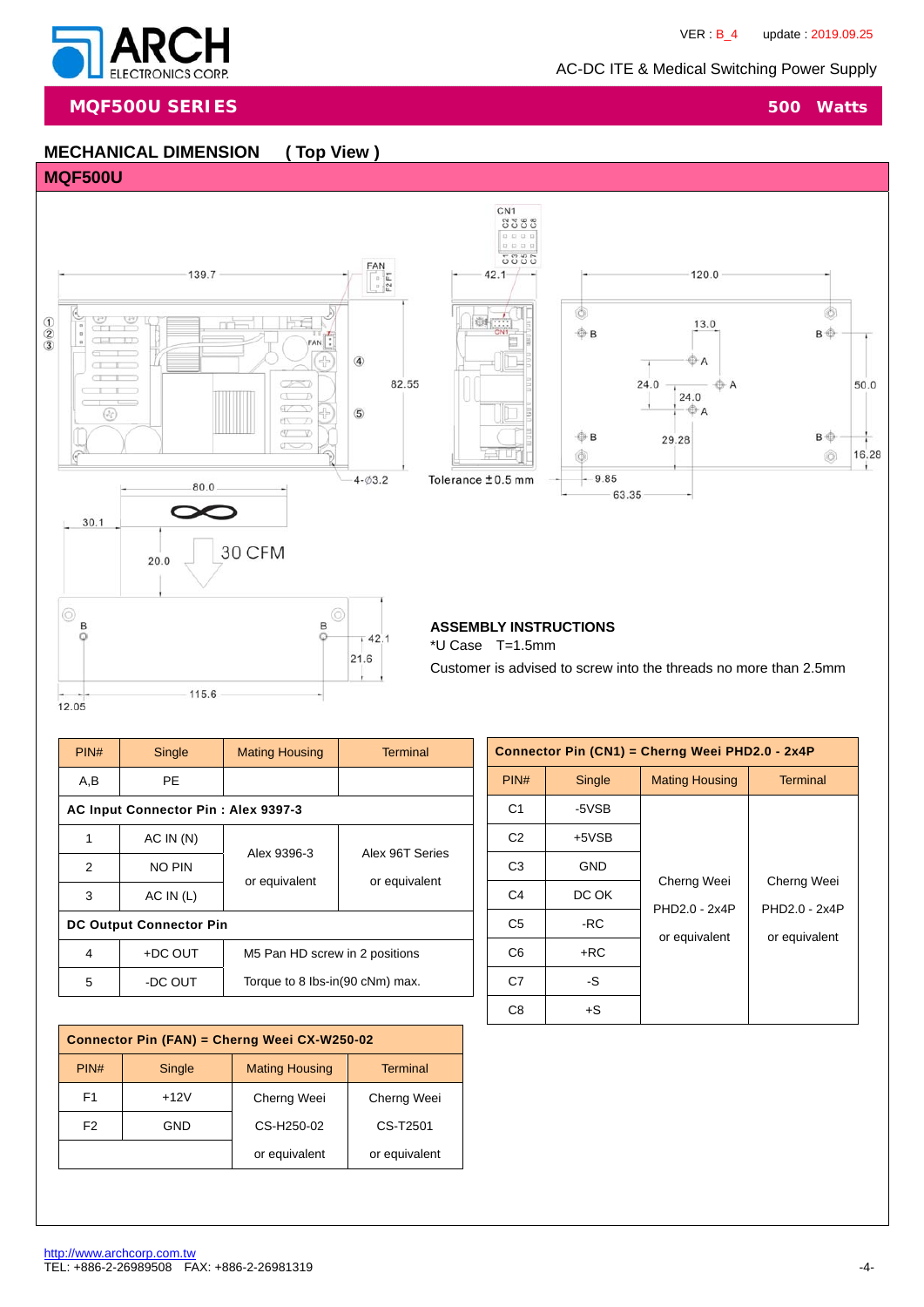## MECHANICAL DIMENSION ( Top View )

### MQF500U

Tolerance ±0.5 mm

**ASSEMBLY INSTRUCTIONS**

*U Case T=1.5mm

Customer is advised to screw into the threads no more than 2.5mm

| PIN# | Single | Mating Housing | Terminal |
|---|---|---|---|
| A,B | PE | | |
| **AC Input Connector Pin : Alex 9397-3** | | | |
| 1 | AC IN (N) | Alex 9396-3 or equivalent | Alex 96T Series or equivalent |
| 2 | NO PIN | | |
| 3 | AC IN (L) | | |
| **DC Output Connector Pin** | | | |
| 4 | +DC OUT | M5 Pan HD screw in 2 positions | |
| 5 | -DC OUT | Torque to 8 lbs-in(90 cNm) max. | |

| **Connector Pin (CN1) = Cherng Weei PHD2.0 - 2x4P** | | | |
|---|---|---|---|
| PIN# | Single | Mating Housing | Terminal |
| C1 | -5VSB | Cherng Weei PHD2.0 - 2x4P or equivalent | Cherng Weei PHD2.0 - 2x4P or equivalent |
| C2 | +5VSB | | |
| C3 | GND | | |
| C4 | DC OK | | |
| C5 | -RC | | |
| C6 | +RC | | |
| C7 | -S | | |
| C8 | +S | | |

| **Connector Pin (FAN) = Cherng Weei CX-W250-02** | | | |
|---|---|---|---|
| PIN# | Single | Mating Housing | Terminal |
| F1 | +12V | Cherng Weei CS-H250-02 or equivalent | Cherng Weei CS-T2501 or equivalent |
| F2 | GND | | |

http://www.archcorp.com.tw
TEL: +886-2-26989508 FAX: +886-2-26981319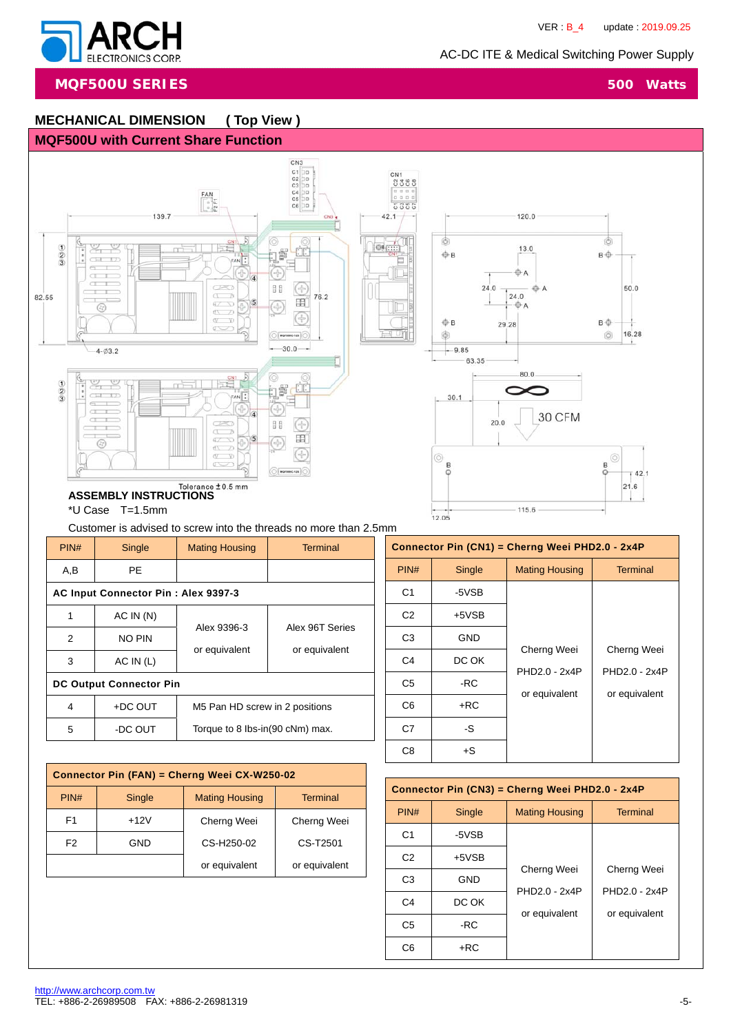## MECHANICAL DIMENSION ( Top View )

### MQF500U with Current Share Function

Tolerance ±0.5 mm

### ASSEMBLY INSTRUCTIONS

*U Case T=1.5mm

Customer is advised to screw into the threads no more than 2.5mm

| PIN# | Single | Mating Housing | Terminal |
|---|---|---|---|
| A,B | PE | | |
| **AC Input Connector Pin : Alex 9397-3** | | | |
| 1 | AC IN (N) | Alex 9396-3 or equivalent | Alex 96T Series or equivalent |
| 2 | NO PIN | | |
| 3 | AC IN (L) | | |
| **DC Output Connector Pin** | | | |
| 4 | +DC OUT | M5 Pan HD screw in 2 positions | |
| 5 | -DC OUT | Torque to 8 Ibs-in(90 cNm) max. | |

| **Connector Pin (CN1) = Cherng Weei PHD2.0 - 2x4P** | | | |
|---|---|---|---|
| PIN# | Single | Mating Housing | Terminal |
| C1 | -5VSB | Cherng Weei PHD2.0 - 2x4P or equivalent | Cherng Weei PHD2.0 - 2x4P or equivalent |
| C2 | +5VSB | | |
| C3 | GND | | |
| C4 | DC OK | | |
| C5 | -RC | | |
| C6 | +RC | | |
| C7 | -S | | |
| C8 | +S | | |

| **Connector Pin (FAN) = Cherng Weei CX-W250-02** | | | |
|---|---|---|---|
| PIN# | Single | Mating Housing | Terminal |
| F1 | +12V | Cherng Weei CS-H250-02 or equivalent | Cherng Weei CS-T2501 or equivalent |
| F2 | GND | | |

| **Connector Pin (CN3) = Cherng Weei PHD2.0 - 2x4P** | | | |
|---|---|---|---|
| PIN# | Single | Mating Housing | Terminal |
| C1 | -5VSB | Cherng Weei PHD2.0 - 2x4P or equivalent | Cherng Weei PHD2.0 - 2x4P or equivalent |
| C2 | +5VSB | | |
| C3 | GND | | |
| C4 | DC OK | | |
| C5 | -RC | | |
| C6 | +RC | | |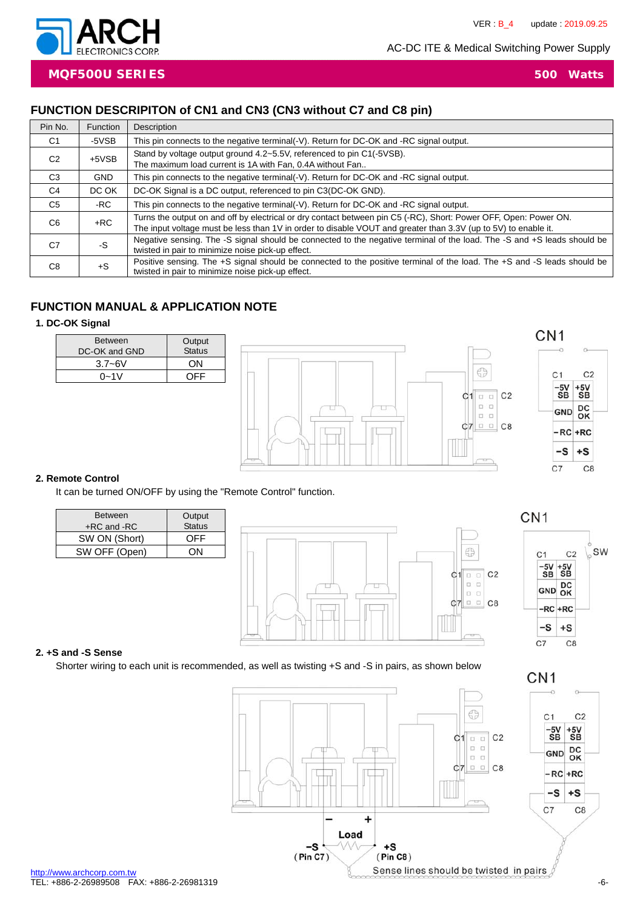## FUNCTION DESCRIPITON of CN1 and CN3 (CN3 without C7 and C8 pin)

| Pin No. | Function | Description |
|---|---|---|
| C1 | -5VSB | This pin connects to the negative terminal(-V). Return for DC-OK and -RC signal output. |
| C2 | +5VSB | Stand by voltage output ground 4.2~5.5V, referenced to pin C1(-5VSB). The maximum load current is 1A with Fan, 0.4A without Fan.. |
| C3 | GND | This pin connects to the negative terminal(-V). Return for DC-OK and -RC signal output. |
| C4 | DC OK | DC-OK Signal is a DC output, referenced to pin C3(DC-OK GND). |
| C5 | -RC | This pin connects to the negative terminal(-V). Return for DC-OK and -RC signal output. |
| C6 | +RC | Turns the output on and off by electrical or dry contact between pin C5 (-RC), Short: Power OFF, Open: Power ON. The input voltage must be less than 1V in order to disable VOUT and greater than 3.3V (up to 5V) to enable it. |
| C7 | -S | Negative sensing. The -S signal should be connected to the negative terminal of the load. The -S and +S leads should be twisted in pair to minimize noise pick-up effect. |
| C8 | +S | Positive sensing. The +S signal should be connected to the positive terminal of the load. The +S and -S leads should be twisted in pair to minimize noise pick-up effect. |

## FUNCTION MANUAL & APPLICATION NOTE

### 1. DC-OK Signal

| Between DC-OK and GND | Output Status |
|---|---|
| 3.7~6V | ON |
| 0~1V | OFF |

CN1

C1 C2 C7 C8

-5V SB | +5V SB | GND | DC OK | -RC | +RC | -S | +S

### 2. Remote Control

It can be turned ON/OFF by using the "Remote Control" function.

| Between +RC and -RC | Output Status |
|---|---|
| SW ON (Short) | OFF |
| SW OFF (Open) | ON |

CN1

SW

### 2. +S and -S Sense

Shorter wiring to each unit is recommended, as well as twisting +S and -S in pairs, as shown below

CN1

Load

-S (Pin C7) +S (Pin C8)

Sense lines should be twisted in pairs

http://www.archcorp.com.tw
TEL: +886-2-26989508 FAX: +886-2-26981319